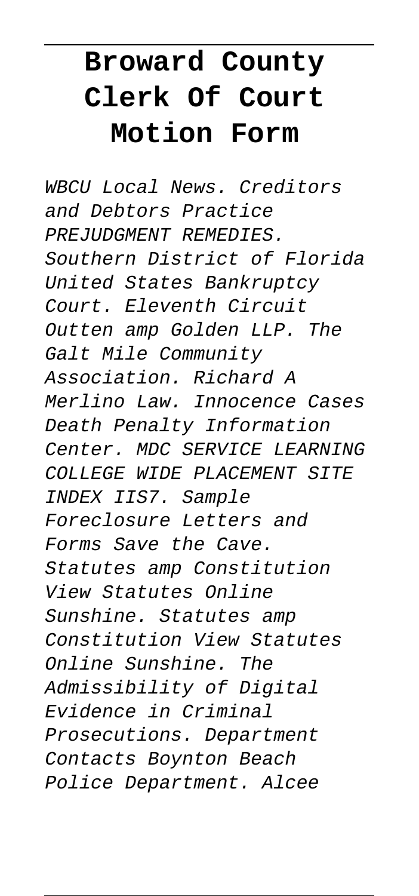# Broward County Clerk Of Court Motion Form

WBCU Local News. Creditors and Debtors Practice PREJUDGMENT REMEDIES. Southern District of Florida United States Bankruptcy Court. Eleventh Circuit Outten amp Golden LLP. The Galt Mile Community Association. Richard A Merlino Law. Innocence Cases Death Penalty Information Center. MDC SERVICE LEARNING COLLEGE WIDE PLACEMENT SITE INDEX IIS7. Sample Foreclosure Letters and Forms Save the Cave. Statutes amp Constitution View Statutes Online Sunshine. Statutes amp Constitution View Statutes Online Sunshine. The Admissibility of Digital Evidence in Criminal Prosecutions. Department Contacts Boynton Beach Police Department. Alcee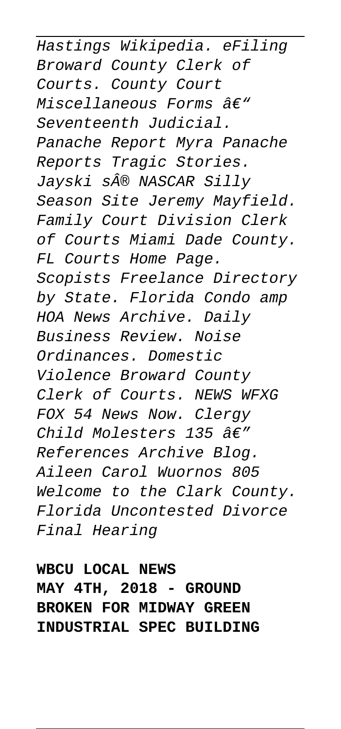*Hastings Wikipedia. eFiling Broward County Clerk of Courts. County Court Miscellaneous Forms â€" Seventeenth Judicial. Panache Report Myra Panache Reports Tragic Stories. Jayski sÂ® NASCAR Silly Season Site Jeremy Mayfield. Family Court Division Clerk of Courts Miami Dade County. FL Courts Home Page. Scopists Freelance Directory by State. Florida Condo amp HOA News Archive. Daily Business Review. Noise Ordinances. Domestic Violence Broward County Clerk of Courts. NEWS WFXG FOX 54 News Now. Clergy Child Molesters 135 â€" References Archive Blog. Aileen Carol Wuornos 805 Welcome to the Clark County. Florida Uncontested Divorce Final Hearing*

**WBCU LOCAL NEWS**
**MAY 4TH, 2018 - GROUND BROKEN FOR MIDWAY GREEN INDUSTRIAL SPEC BUILDING**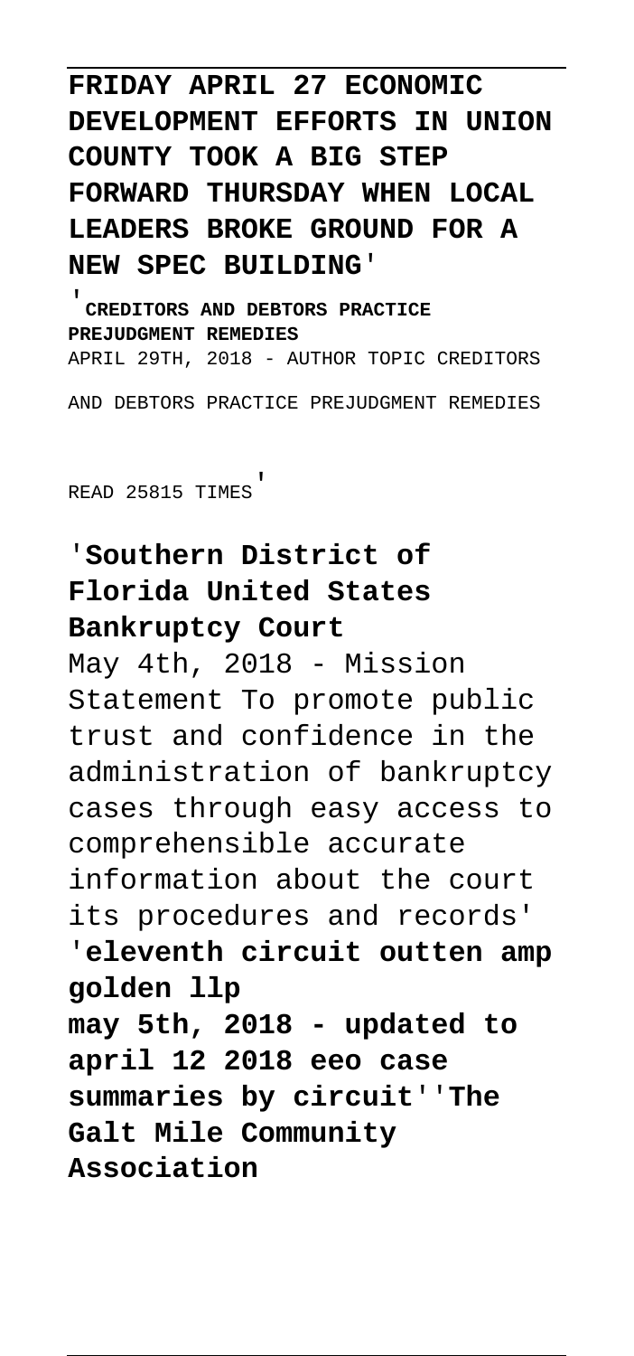**FRIDAY APRIL 27 ECONOMIC DEVELOPMENT EFFORTS IN UNION COUNTY TOOK A BIG STEP FORWARD THURSDAY WHEN LOCAL LEADERS BROKE GROUND FOR A NEW SPEC BUILDING**'

'**CREDITORS AND DEBTORS PRACTICE PREJUDGMENT REMEDIES**
APRIL 29TH, 2018 - AUTHOR TOPIC CREDITORS AND DEBTORS PRACTICE PREJUDGMENT REMEDIES READ 25815 TIMES'

'**Southern District of Florida United States Bankruptcy Court**
May 4th, 2018 - Mission Statement To promote public trust and confidence in the administration of bankruptcy cases through easy access to comprehensible accurate information about the court its procedures and records'

'**eleventh circuit outten amp golden llp**
**may 5th, 2018 - updated to april 12 2018 eeo case summaries by circuit**''**The Galt Mile Community Association**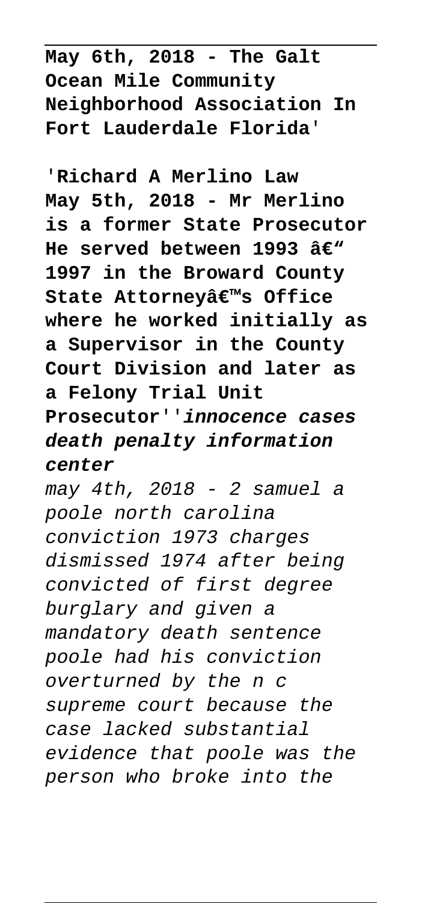**May 6th, 2018 - The Galt Ocean Mile Community Neighborhood Association In Fort Lauderdale Florida**'

'**Richard A Merlino Law May 5th, 2018 - Mr Merlino is a former State Prosecutor He served between 1993 â€" 1997 in the Broward County State Attorneyâ€™s Office where he worked initially as a Supervisor in the County Court Division and later as a Felony Trial Unit Prosecutor**''***innocence cases death penalty information center***

*may 4th, 2018 - 2 samuel a poole north carolina conviction 1973 charges dismissed 1974 after being convicted of first degree burglary and given a mandatory death sentence poole had his conviction overturned by the n c supreme court because the case lacked substantial evidence that poole was the person who broke into the*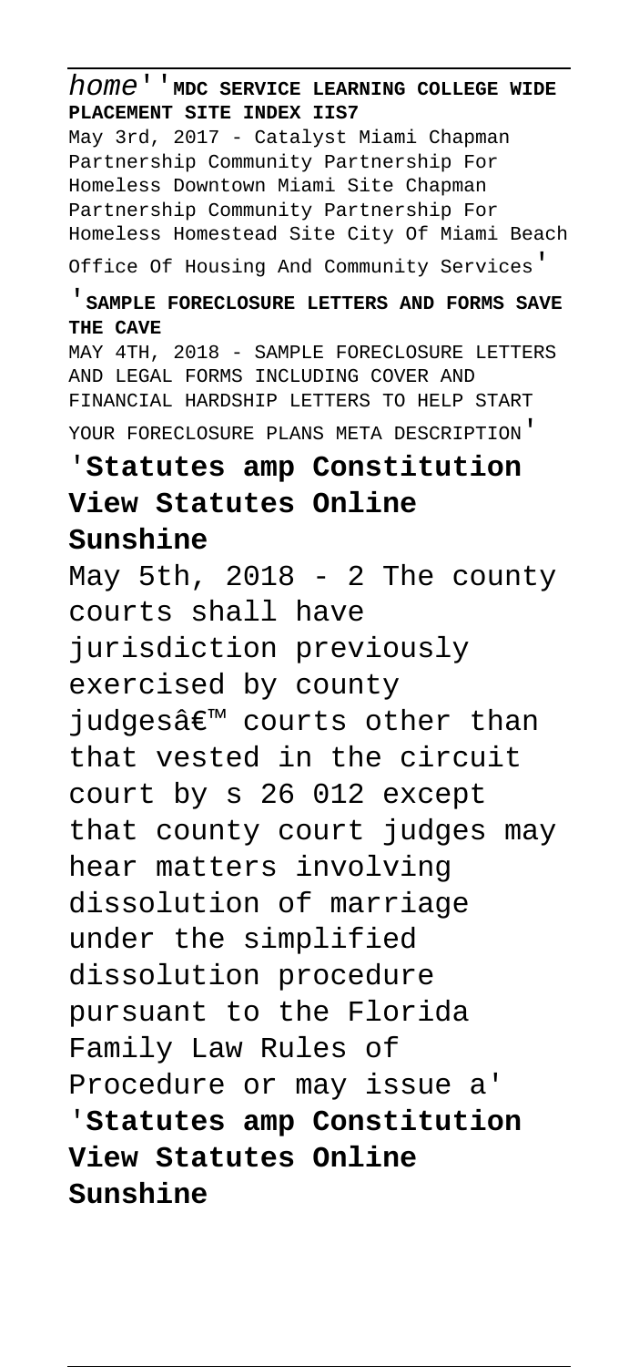home''**MDC SERVICE LEARNING COLLEGE WIDE PLACEMENT SITE INDEX IIS7**

May 3rd, 2017 - Catalyst Miami Chapman Partnership Community Partnership For Homeless Downtown Miami Site Chapman Partnership Community Partnership For Homeless Homestead Site City Of Miami Beach Office Of Housing And Community Services'

'**SAMPLE FORECLOSURE LETTERS AND FORMS SAVE THE CAVE**

MAY 4TH, 2018 - SAMPLE FORECLOSURE LETTERS AND LEGAL FORMS INCLUDING COVER AND FINANCIAL HARDSHIP LETTERS TO HELP START YOUR FORECLOSURE PLANS META DESCRIPTION'

'**Statutes amp Constitution View Statutes Online Sunshine**

May 5th, 2018 - 2 The county courts shall have jurisdiction previously exercised by county judgesâ€™ courts other than that vested in the circuit court by s 26 012 except that county court judges may hear matters involving dissolution of marriage under the simplified dissolution procedure pursuant to the Florida Family Law Rules of Procedure or may issue a'

'**Statutes amp Constitution View Statutes Online Sunshine**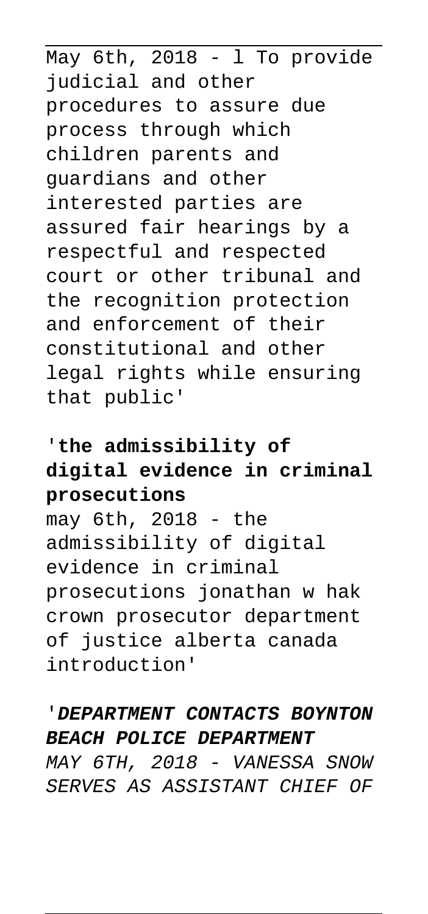May 6th, 2018 - l To provide judicial and other procedures to assure due process through which children parents and guardians and other interested parties are assured fair hearings by a respectful and respected court or other tribunal and the recognition protection and enforcement of their constitutional and other legal rights while ensuring that public'

'**the admissibility of digital evidence in criminal prosecutions**

may 6th, 2018 - the admissibility of digital evidence in criminal prosecutions jonathan w hak crown prosecutor department of justice alberta canada introduction'

'***DEPARTMENT CONTACTS BOYNTON BEACH POLICE DEPARTMENT***

*MAY 6TH, 2018 - VANESSA SNOW SERVES AS ASSISTANT CHIEF OF*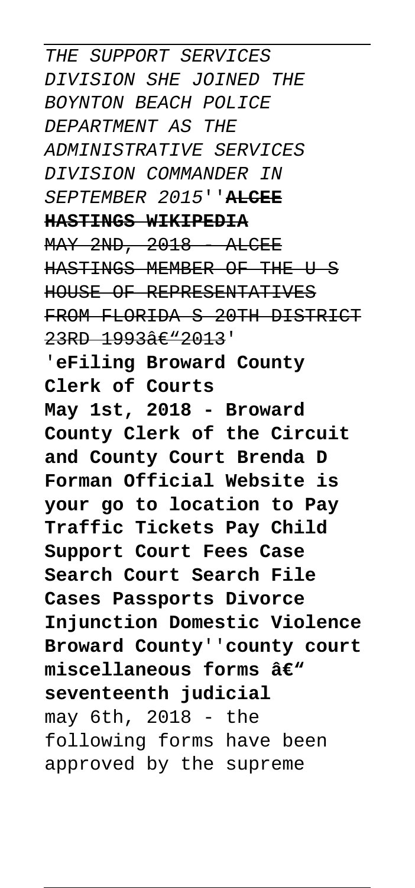*THE SUPPORT SERVICES DIVISION SHE JOINED THE BOYNTON BEACH POLICE DEPARTMENT AS THE ADMINISTRATIVE SERVICES DIVISION COMMANDER IN SEPTEMBER 2015*''**ALCEE HASTINGS WIKIPEDIA**

~~MAY 2ND, 2018 - ALCEE HASTINGS MEMBER OF THE U S HOUSE OF REPRESENTATIVES FROM FLORIDA S 20TH DISTRICT 23RD 1993â€"2013~~'

'**eFiling Broward County Clerk of Courts**

**May 1st, 2018 - Broward County Clerk of the Circuit and County Court Brenda D Forman Official Website is your go to location to Pay Traffic Tickets Pay Child Support Court Fees Case Search Court Search File Cases Passports Divorce Injunction Domestic Violence Broward County**''**county court miscellaneous forms â€" seventeenth judicial**

may 6th, 2018 - the following forms have been approved by the supreme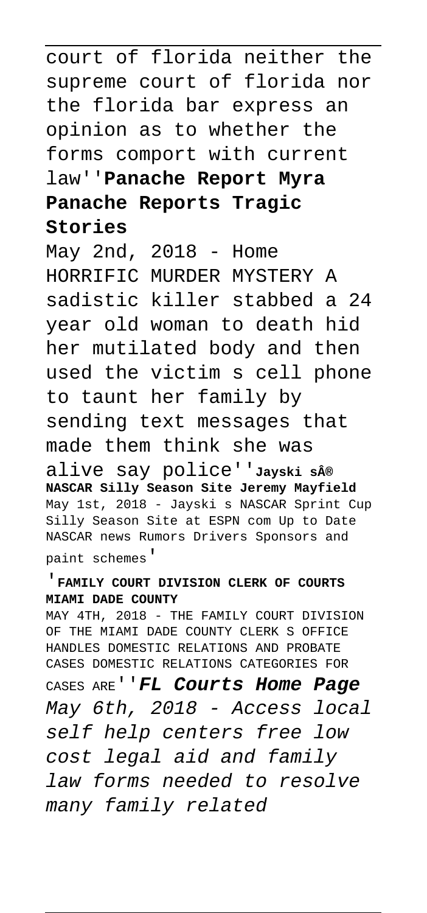court of florida neither the supreme court of florida nor the florida bar express an opinion as to whether the forms comport with current law''**Panache Report Myra Panache Reports Tragic Stories**

May 2nd, 2018 - Home HORRIFIC MURDER MYSTERY A sadistic killer stabbed a 24 year old woman to death hid her mutilated body and then used the victim s cell phone to taunt her family by sending text messages that made them think she was alive say police''**Jayski s® NASCAR Silly Season Site Jeremy Mayfield**

May 1st, 2018 - Jayski s NASCAR Sprint Cup Silly Season Site at ESPN com Up to Date NASCAR news Rumors Drivers Sponsors and paint schemes'

'**FAMILY COURT DIVISION CLERK OF COURTS MIAMI DADE COUNTY**

MAY 4TH, 2018 - THE FAMILY COURT DIVISION OF THE MIAMI DADE COUNTY CLERK S OFFICE HANDLES DOMESTIC RELATIONS AND PROBATE CASES DOMESTIC RELATIONS CATEGORIES FOR CASES ARE''***FL Courts Home Page***

*May 6th, 2018 - Access local self help centers free low cost legal aid and family law forms needed to resolve many family related*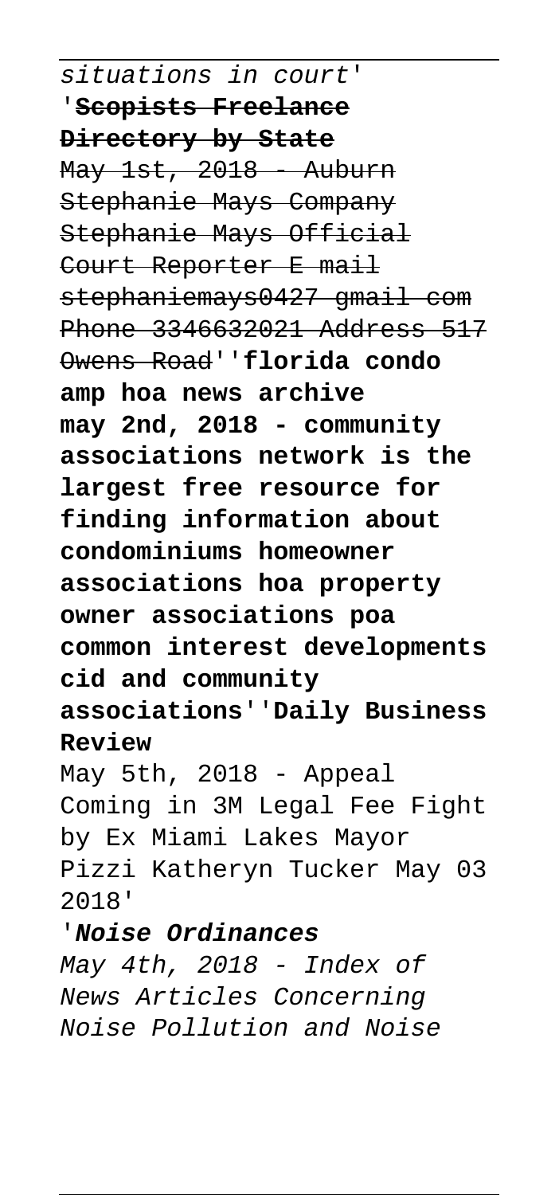*situations in court'*

'~~**Scopists Freelance Directory by State**~~

~~May 1st, 2018 - Auburn Stephanie Mays Company Stephanie Mays Official Court Reporter E mail stephaniemays0427 gmail com Phone 3346632021 Address 517 Owens Road~~''**florida condo amp hoa news archive may 2nd, 2018 - community associations network is the largest free resource for finding information about condominiums homeowner associations hoa property owner associations poa common interest developments cid and community associations**''**Daily Business Review**

May 5th, 2018 - Appeal Coming in 3M Legal Fee Fight by Ex Miami Lakes Mayor Pizzi Katheryn Tucker May 03 2018'

'***Noise Ordinances***

*May 4th, 2018 - Index of News Articles Concerning Noise Pollution and Noise*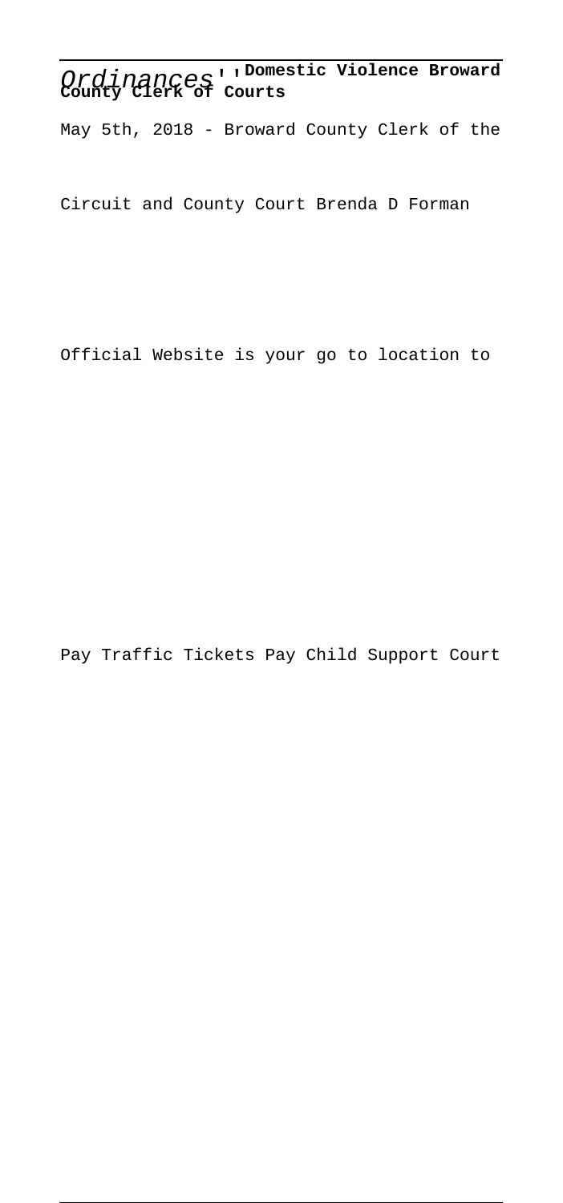*Ordinances*''**Domestic Violence Broward County Clerk of Courts**

May 5th, 2018 - Broward County Clerk of the

Circuit and County Court Brenda D Forman

Official Website is your go to location to

Pay Traffic Tickets Pay Child Support Court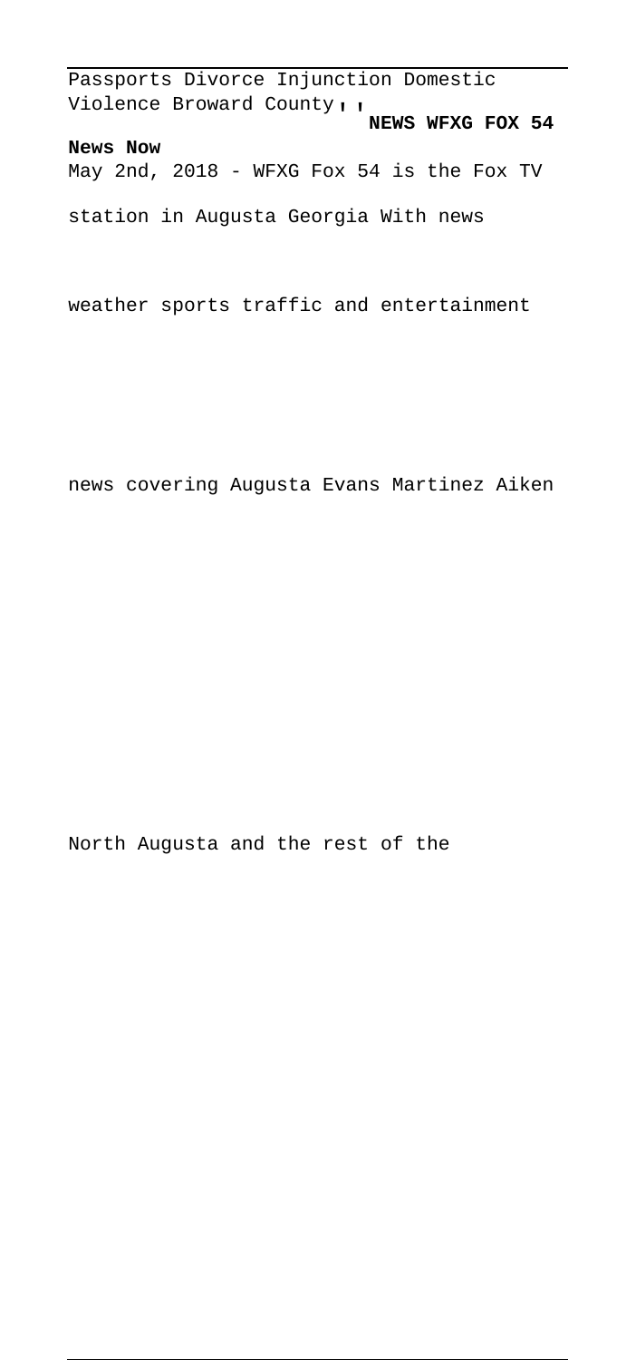Passports Divorce Injunction Domestic Violence Broward County''

**NEWS WFXG FOX 54 News Now**

May 2nd, 2018 - WFXG Fox 54 is the Fox TV station in Augusta Georgia With news weather sports traffic and entertainment news covering Augusta Evans Martinez Aiken North Augusta and the rest of the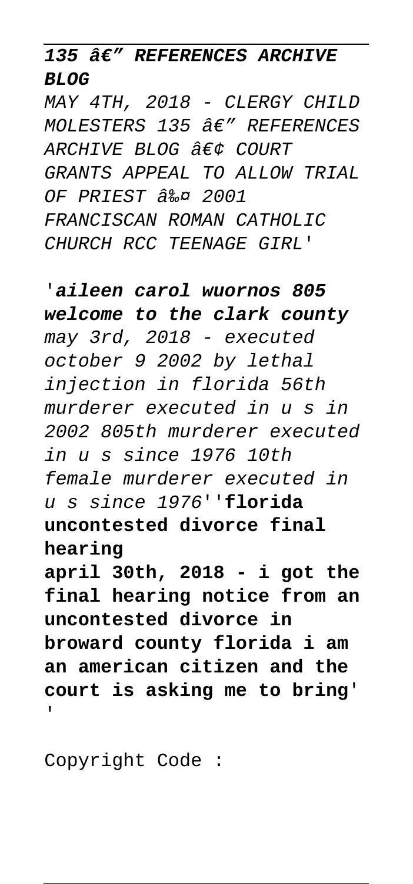**135 â€" REFERENCES ARCHIVE BLOG**

*MAY 4TH, 2018 - CLERGY CHILD MOLESTERS 135 â€" REFERENCES ARCHIVE BLOG â€¢ COURT GRANTS APPEAL TO ALLOW TRIAL OF PRIEST â‰¤ 2001 FRANCISCAN ROMAN CATHOLIC CHURCH RCC TEENAGE GIRL'*

'***aileen carol wuornos 805 welcome to the clark county***
*may 3rd, 2018 - executed october 9 2002 by lethal injection in florida 56th murderer executed in u s in 2002 805th murderer executed in u s since 1976 10th female murderer executed in u s since 1976*''**florida uncontested divorce final hearing**
**april 30th, 2018 - i got the final hearing notice from an uncontested divorce in broward county florida i am an american citizen and the court is asking me to bring'**
'

Copyright Code :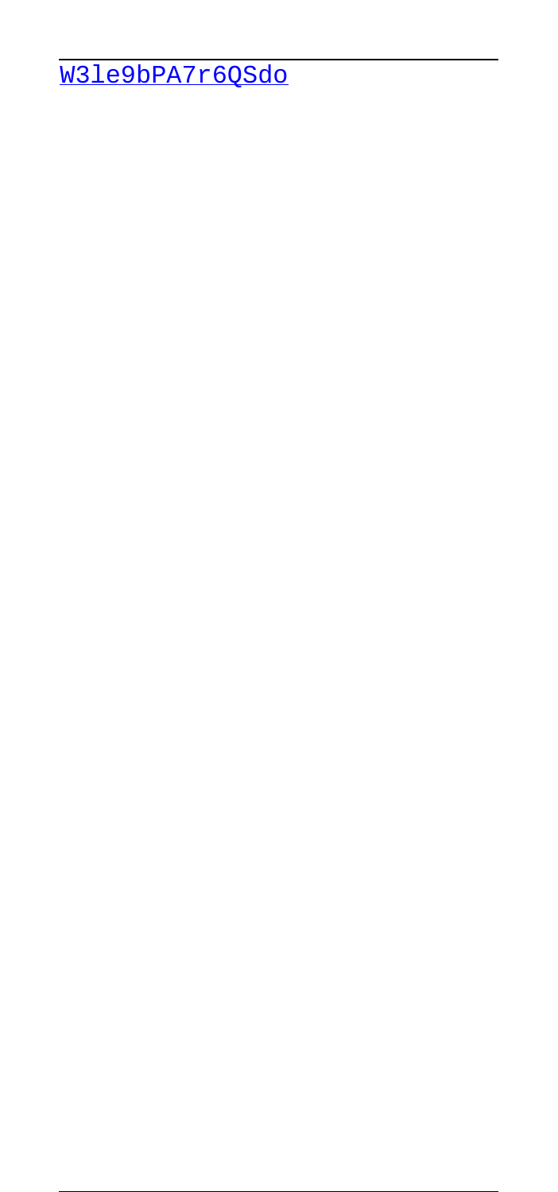W3le9bPA7r6QSdo